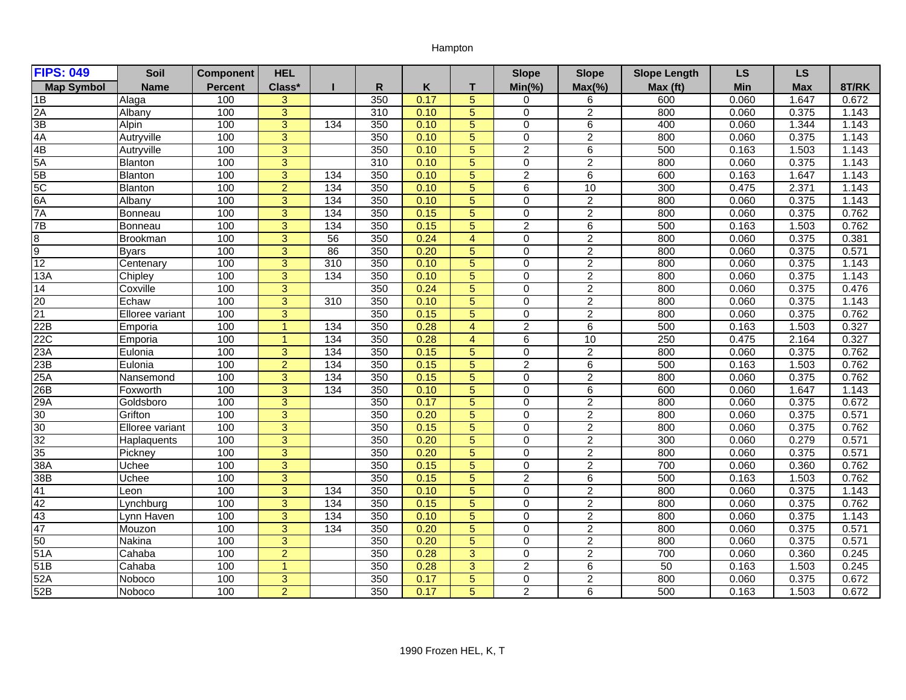Hampton

| FIPS: 049 | Soil | Component | HEL | | | | | Slope | Slope | Slope Length | LS | LS | |
|---|---|---|---|---|---|---|---|---|---|---|---|---|---|
| Map Symbol | Name | Percent | Class* | I | R | K | T | Min(%) | Max(%) | Max (ft) | Min | Max | 8T/RK |
| 1B | Alaga | 100 | 3 | | 350 | 0.17 | 5 | 0 | 6 | 600 | 0.060 | 1.647 | 0.672 |
| 2A | Albany | 100 | 3 | | 310 | 0.10 | 5 | 0 | 2 | 800 | 0.060 | 0.375 | 1.143 |
| 3B | Alpin | 100 | 3 | 134 | 350 | 0.10 | 5 | 0 | 6 | 400 | 0.060 | 1.344 | 1.143 |
| 4A | Autryville | 100 | 3 | | 350 | 0.10 | 5 | 0 | 2 | 800 | 0.060 | 0.375 | 1.143 |
| 4B | Autryville | 100 | 3 | | 350 | 0.10 | 5 | 2 | 6 | 500 | 0.163 | 1.503 | 1.143 |
| 5A | Blanton | 100 | 3 | | 310 | 0.10 | 5 | 0 | 2 | 800 | 0.060 | 0.375 | 1.143 |
| 5B | Blanton | 100 | 3 | 134 | 350 | 0.10 | 5 | 2 | 6 | 600 | 0.163 | 1.647 | 1.143 |
| 5C | Blanton | 100 | 2 | 134 | 350 | 0.10 | 5 | 6 | 10 | 300 | 0.475 | 2.371 | 1.143 |
| 6A | Albany | 100 | 3 | 134 | 350 | 0.10 | 5 | 0 | 2 | 800 | 0.060 | 0.375 | 1.143 |
| 7A | Bonneau | 100 | 3 | 134 | 350 | 0.15 | 5 | 0 | 2 | 800 | 0.060 | 0.375 | 0.762 |
| 7B | Bonneau | 100 | 3 | 134 | 350 | 0.15 | 5 | 2 | 6 | 500 | 0.163 | 1.503 | 0.762 |
| 8 | Brookman | 100 | 3 | 56 | 350 | 0.24 | 4 | 0 | 2 | 800 | 0.060 | 0.375 | 0.381 |
| 9 | Byars | 100 | 3 | 86 | 350 | 0.20 | 5 | 0 | 2 | 800 | 0.060 | 0.375 | 0.571 |
| 12 | Centenary | 100 | 3 | 310 | 350 | 0.10 | 5 | 0 | 2 | 800 | 0.060 | 0.375 | 1.143 |
| 13A | Chipley | 100 | 3 | 134 | 350 | 0.10 | 5 | 0 | 2 | 800 | 0.060 | 0.375 | 1.143 |
| 14 | Coxville | 100 | 3 | | 350 | 0.24 | 5 | 0 | 2 | 800 | 0.060 | 0.375 | 0.476 |
| 20 | Echaw | 100 | 3 | 310 | 350 | 0.10 | 5 | 0 | 2 | 800 | 0.060 | 0.375 | 1.143 |
| 21 | Elloree variant | 100 | 3 | | 350 | 0.15 | 5 | 0 | 2 | 800 | 0.060 | 0.375 | 0.762 |
| 22B | Emporia | 100 | 1 | 134 | 350 | 0.28 | 4 | 2 | 6 | 500 | 0.163 | 1.503 | 0.327 |
| 22C | Emporia | 100 | 1 | 134 | 350 | 0.28 | 4 | 6 | 10 | 250 | 0.475 | 2.164 | 0.327 |
| 23A | Eulonia | 100 | 3 | 134 | 350 | 0.15 | 5 | 0 | 2 | 800 | 0.060 | 0.375 | 0.762 |
| 23B | Eulonia | 100 | 2 | 134 | 350 | 0.15 | 5 | 2 | 6 | 500 | 0.163 | 1.503 | 0.762 |
| 25A | Nansemond | 100 | 3 | 134 | 350 | 0.15 | 5 | 0 | 2 | 800 | 0.060 | 0.375 | 0.762 |
| 26B | Foxworth | 100 | 3 | 134 | 350 | 0.10 | 5 | 0 | 6 | 600 | 0.060 | 1.647 | 1.143 |
| 29A | Goldsboro | 100 | 3 | | 350 | 0.17 | 5 | 0 | 2 | 800 | 0.060 | 0.375 | 0.672 |
| 30 | Grifton | 100 | 3 | | 350 | 0.20 | 5 | 0 | 2 | 800 | 0.060 | 0.375 | 0.571 |
| 30 | Elloree variant | 100 | 3 | | 350 | 0.15 | 5 | 0 | 2 | 800 | 0.060 | 0.375 | 0.762 |
| 32 | Haplaquents | 100 | 3 | | 350 | 0.20 | 5 | 0 | 2 | 300 | 0.060 | 0.279 | 0.571 |
| 35 | Pickney | 100 | 3 | | 350 | 0.20 | 5 | 0 | 2 | 800 | 0.060 | 0.375 | 0.571 |
| 38A | Uchee | 100 | 3 | | 350 | 0.15 | 5 | 0 | 2 | 700 | 0.060 | 0.360 | 0.762 |
| 38B | Uchee | 100 | 3 | | 350 | 0.15 | 5 | 2 | 6 | 500 | 0.163 | 1.503 | 0.762 |
| 41 | Leon | 100 | 3 | 134 | 350 | 0.10 | 5 | 0 | 2 | 800 | 0.060 | 0.375 | 1.143 |
| 42 | Lynchburg | 100 | 3 | 134 | 350 | 0.15 | 5 | 0 | 2 | 800 | 0.060 | 0.375 | 0.762 |
| 43 | Lynn Haven | 100 | 3 | 134 | 350 | 0.10 | 5 | 0 | 2 | 800 | 0.060 | 0.375 | 1.143 |
| 47 | Mouzon | 100 | 3 | 134 | 350 | 0.20 | 5 | 0 | 2 | 800 | 0.060 | 0.375 | 0.571 |
| 50 | Nakina | 100 | 3 | | 350 | 0.20 | 5 | 0 | 2 | 800 | 0.060 | 0.375 | 0.571 |
| 51A | Cahaba | 100 | 2 | | 350 | 0.28 | 3 | 0 | 2 | 700 | 0.060 | 0.360 | 0.245 |
| 51B | Cahaba | 100 | 1 | | 350 | 0.28 | 3 | 2 | 6 | 50 | 0.163 | 1.503 | 0.245 |
| 52A | Noboco | 100 | 3 | | 350 | 0.17 | 5 | 0 | 2 | 800 | 0.060 | 0.375 | 0.672 |
| 52B | Noboco | 100 | 2 | | 350 | 0.17 | 5 | 2 | 6 | 500 | 0.163 | 1.503 | 0.672 |

1990 Frozen HEL, K, T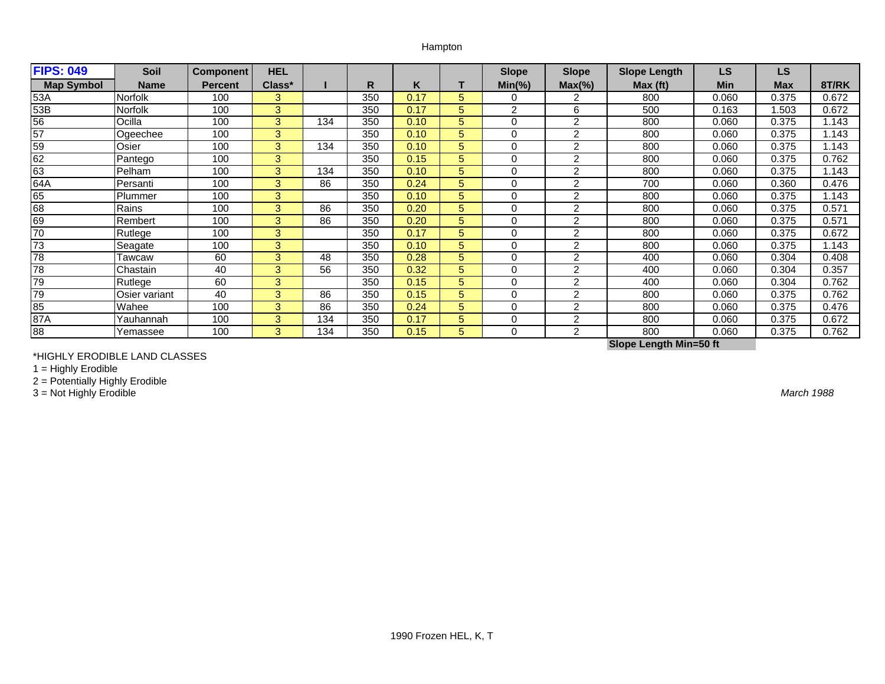Hampton

| FIPS: 049 Map Symbol | Soil Name | Component Percent | HEL Class* | I | R | K | T | Slope Min(%) | Slope Max(%) | Slope Length Max (ft) | LS Min | LS Max | 8T/RK |
|---|---|---|---|---|---|---|---|---|---|---|---|---|---|
| 53A | Norfolk | 100 | 3 | | 350 | 0.17 | 5 | 0 | 2 | 800 | 0.060 | 0.375 | 0.672 |
| 53B | Norfolk | 100 | 3 | | 350 | 0.17 | 5 | 2 | 6 | 500 | 0.163 | 1.503 | 0.672 |
| 56 | Ocilla | 100 | 3 | 134 | 350 | 0.10 | 5 | 0 | 2 | 800 | 0.060 | 0.375 | 1.143 |
| 57 | Ogeechee | 100 | 3 | | 350 | 0.10 | 5 | 0 | 2 | 800 | 0.060 | 0.375 | 1.143 |
| 59 | Osier | 100 | 3 | 134 | 350 | 0.10 | 5 | 0 | 2 | 800 | 0.060 | 0.375 | 1.143 |
| 62 | Pantego | 100 | 3 | | 350 | 0.15 | 5 | 0 | 2 | 800 | 0.060 | 0.375 | 0.762 |
| 63 | Pelham | 100 | 3 | 134 | 350 | 0.10 | 5 | 0 | 2 | 800 | 0.060 | 0.375 | 1.143 |
| 64A | Persanti | 100 | 3 | 86 | 350 | 0.24 | 5 | 0 | 2 | 700 | 0.060 | 0.360 | 0.476 |
| 65 | Plummer | 100 | 3 | | 350 | 0.10 | 5 | 0 | 2 | 800 | 0.060 | 0.375 | 1.143 |
| 68 | Rains | 100 | 3 | 86 | 350 | 0.20 | 5 | 0 | 2 | 800 | 0.060 | 0.375 | 0.571 |
| 69 | Rembert | 100 | 3 | 86 | 350 | 0.20 | 5 | 0 | 2 | 800 | 0.060 | 0.375 | 0.571 |
| 70 | Rutlege | 100 | 3 | | 350 | 0.17 | 5 | 0 | 2 | 800 | 0.060 | 0.375 | 0.672 |
| 73 | Seagate | 100 | 3 | | 350 | 0.10 | 5 | 0 | 2 | 800 | 0.060 | 0.375 | 1.143 |
| 78 | Tawcaw | 60 | 3 | 48 | 350 | 0.28 | 5 | 0 | 2 | 400 | 0.060 | 0.304 | 0.408 |
| 78 | Chastain | 40 | 3 | 56 | 350 | 0.32 | 5 | 0 | 2 | 400 | 0.060 | 0.304 | 0.357 |
| 79 | Rutlege | 60 | 3 | | 350 | 0.15 | 5 | 0 | 2 | 400 | 0.060 | 0.304 | 0.762 |
| 79 | Osier variant | 40 | 3 | 86 | 350 | 0.15 | 5 | 0 | 2 | 800 | 0.060 | 0.375 | 0.762 |
| 85 | Wahee | 100 | 3 | 86 | 350 | 0.24 | 5 | 0 | 2 | 800 | 0.060 | 0.375 | 0.476 |
| 87A | Yauhannah | 100 | 3 | 134 | 350 | 0.17 | 5 | 0 | 2 | 800 | 0.060 | 0.375 | 0.672 |
| 88 | Yemassee | 100 | 3 | 134 | 350 | 0.15 | 5 | 0 | 2 | 800 | 0.060 | 0.375 | 0.762 |

**Slope Length Min=50 ft**

*HIGHLY ERODIBLE LAND CLASSES
1 = Highly Erodible
2 = Potentially Highly Erodible
3 = Not Highly Erodible

*March 1988*

1990 Frozen HEL, K, T